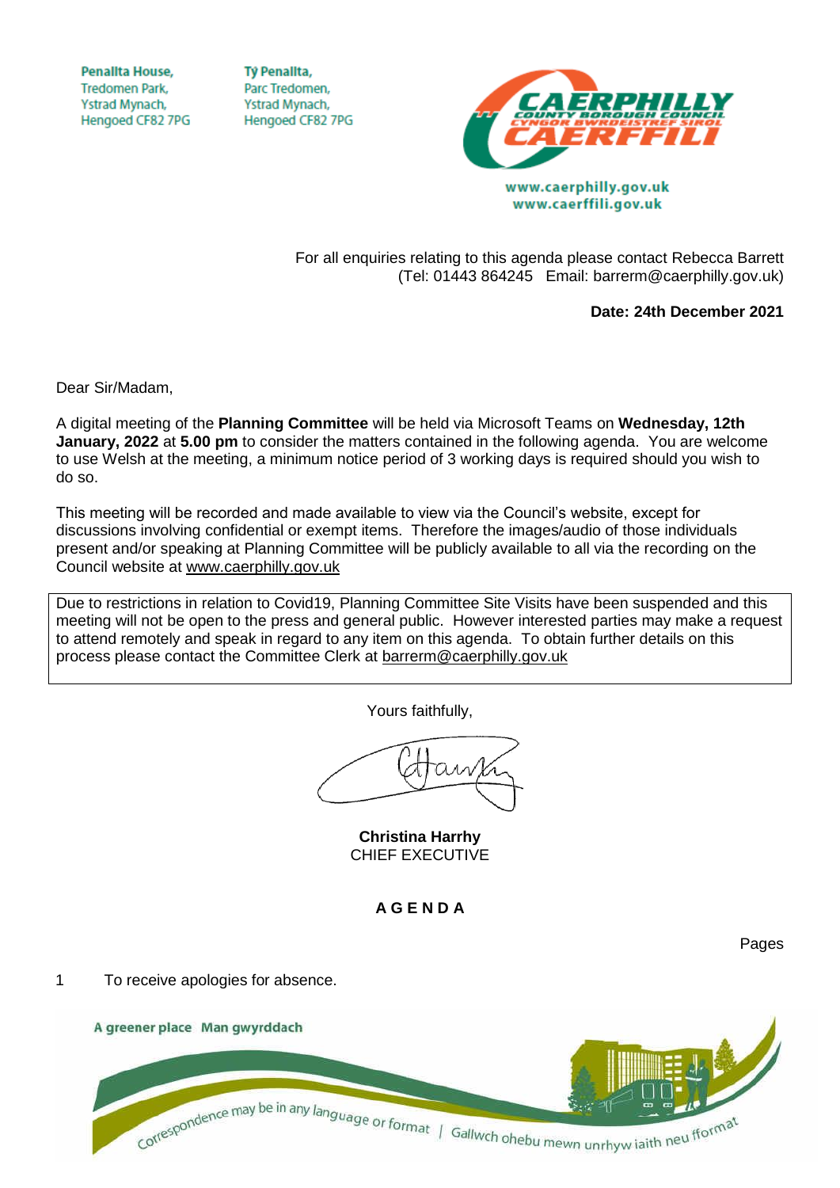Penallta House,
Tredomen Park,
Ystrad Mynach,
Hengoed CF82 7PG

Tŷ Penallta,
Parc Tredomen,
Ystrad Mynach,
Hengoed CF82 7PG

www.caerphilly.gov.uk
www.caerffili.gov.uk

For all enquiries relating to this agenda please contact Rebecca Barrett
(Tel: 01443 864245 Email: barrerm@caerphilly.gov.uk)

**Date: 24th December 2021**

Dear Sir/Madam,

A digital meeting of the **Planning Committee** will be held via Microsoft Teams on **Wednesday, 12th January, 2022** at **5.00 pm** to consider the matters contained in the following agenda. You are welcome to use Welsh at the meeting, a minimum notice period of 3 working days is required should you wish to do so.

This meeting will be recorded and made available to view via the Council's website, except for discussions involving confidential or exempt items. Therefore the images/audio of those individuals present and/or speaking at Planning Committee will be publicly available to all via the recording on the Council website at www.caerphilly.gov.uk

Due to restrictions in relation to Covid19, Planning Committee Site Visits have been suspended and this meeting will not be open to the press and general public. However interested parties may make a request to attend remotely and speak in regard to any item on this agenda. To obtain further details on this process please contact the Committee Clerk at barrerm@caerphilly.gov.uk

Yours faithfully,

**Christina Harrhy**
CHIEF EXECUTIVE

**A G E N D A**

Pages

1 To receive apologies for absence.

A greener place Man gwyrddach

Correspondence may be in any language or format | Gallwch ohebu mewn unrhyw iaith neu fformat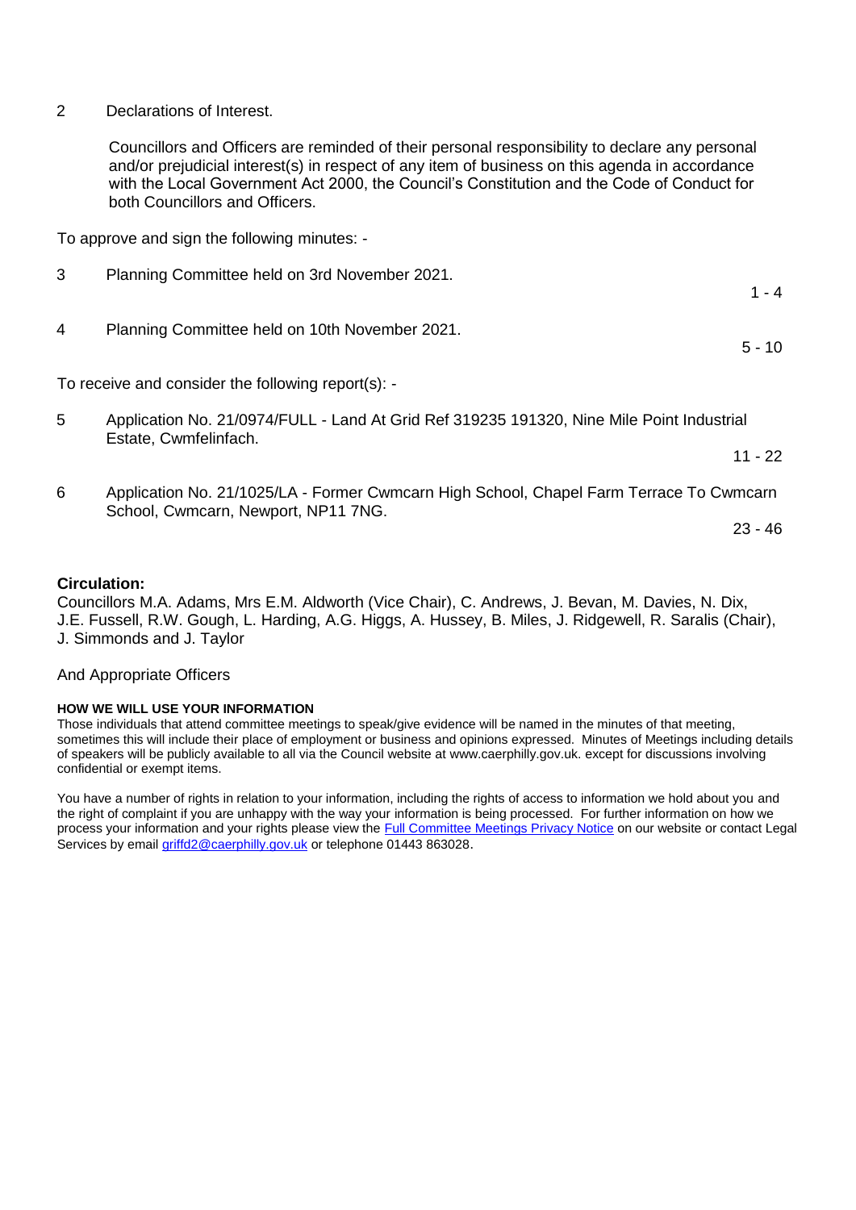2 Declarations of Interest.

Councillors and Officers are reminded of their personal responsibility to declare any personal and/or prejudicial interest(s) in respect of any item of business on this agenda in accordance with the Local Government Act 2000, the Council's Constitution and the Code of Conduct for both Councillors and Officers.

To approve and sign the following minutes: -

3 Planning Committee held on 3rd November 2021.

1 - 4

4 Planning Committee held on 10th November 2021.

5 - 10

To receive and consider the following report(s): -

5 Application No. 21/0974/FULL - Land At Grid Ref 319235 191320, Nine Mile Point Industrial Estate, Cwmfelinfach.

11 - 22

6 Application No. 21/1025/LA - Former Cwmcarn High School, Chapel Farm Terrace To Cwmcarn School, Cwmcarn, Newport, NP11 7NG.

23 - 46

**Circulation:**

Councillors M.A. Adams, Mrs E.M. Aldworth (Vice Chair), C. Andrews, J. Bevan, M. Davies, N. Dix, J.E. Fussell, R.W. Gough, L. Harding, A.G. Higgs, A. Hussey, B. Miles, J. Ridgewell, R. Saralis (Chair), J. Simmonds and J. Taylor

And Appropriate Officers

**HOW WE WILL USE YOUR INFORMATION**

Those individuals that attend committee meetings to speak/give evidence will be named in the minutes of that meeting, sometimes this will include their place of employment or business and opinions expressed. Minutes of Meetings including details of speakers will be publicly available to all via the Council website at www.caerphilly.gov.uk. except for discussions involving confidential or exempt items.

You have a number of rights in relation to your information, including the rights of access to information we hold about you and the right of complaint if you are unhappy with the way your information is being processed. For further information on how we process your information and your rights please view the Full Committee Meetings Privacy Notice on our website or contact Legal Services by email griffd2@caerphilly.gov.uk or telephone 01443 863028.